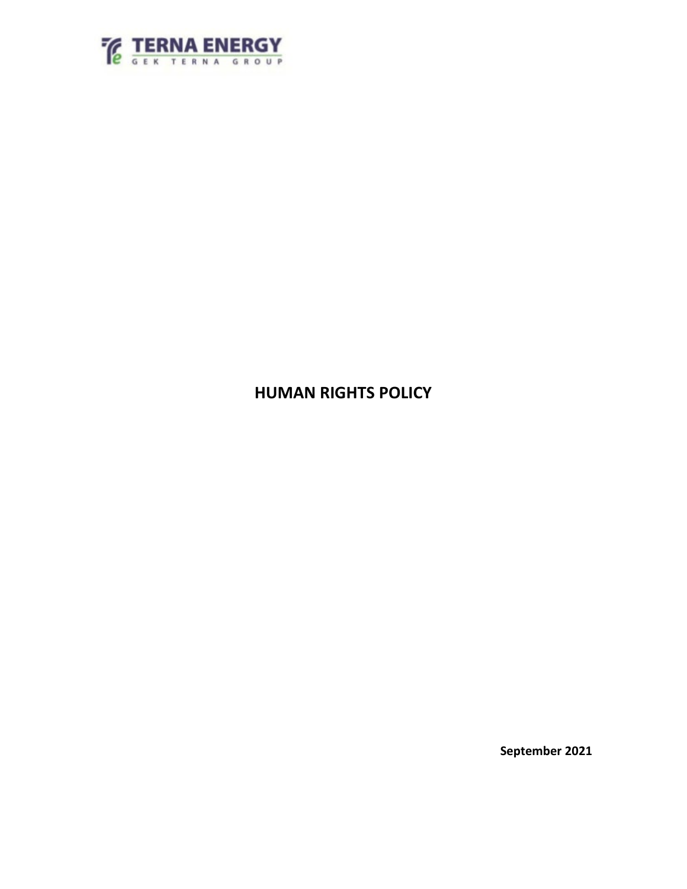TERNA ENERGY
GEK TERNA GROUP

# HUMAN RIGHTS POLICY

**September 2021**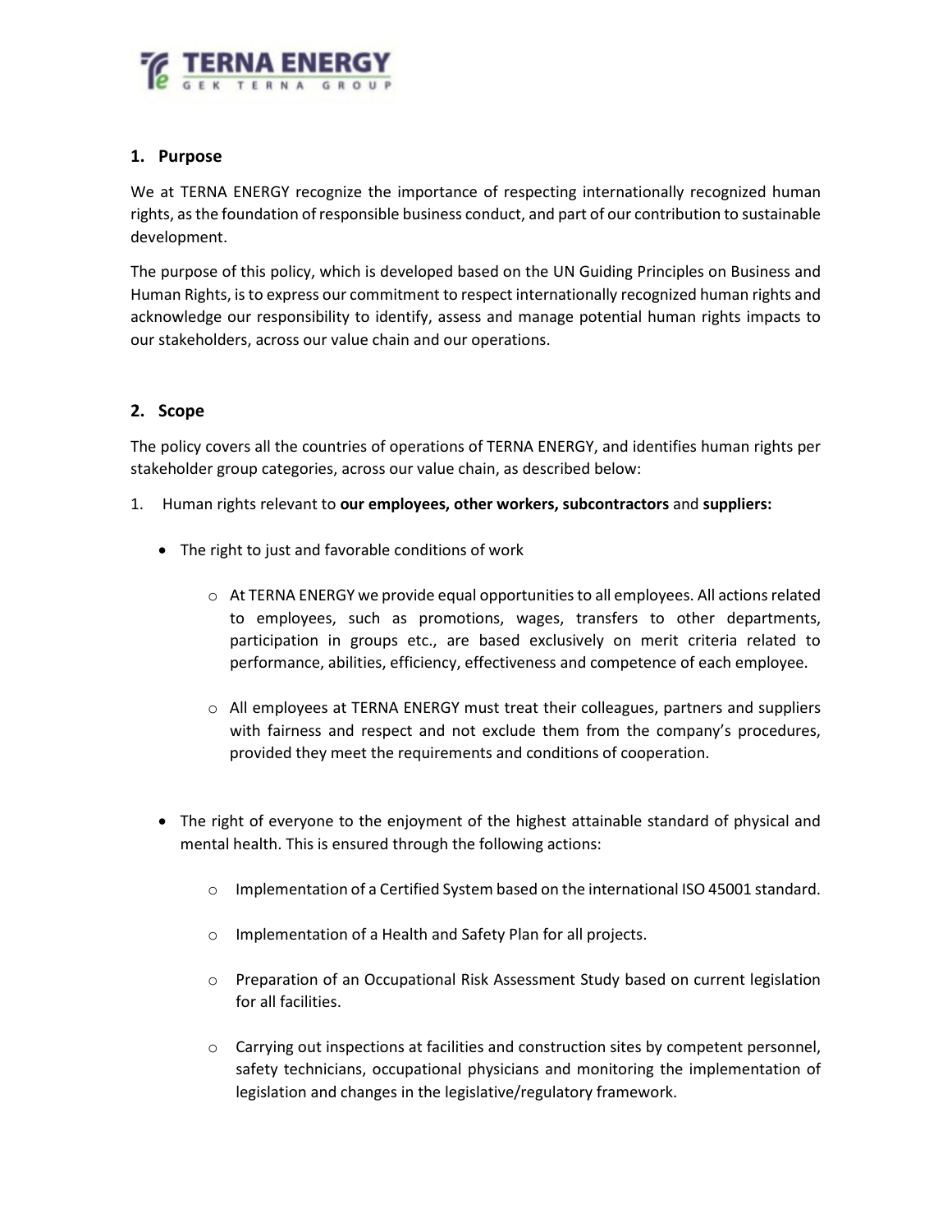## 1. Purpose

We at TERNA ENERGY recognize the importance of respecting internationally recognized human rights, as the foundation of responsible business conduct, and part of our contribution to sustainable development.

The purpose of this policy, which is developed based on the UN Guiding Principles on Business and Human Rights, is to express our commitment to respect internationally recognized human rights and acknowledge our responsibility to identify, assess and manage potential human rights impacts to our stakeholders, across our value chain and our operations.

## 2. Scope

The policy covers all the countries of operations of TERNA ENERGY, and identifies human rights per stakeholder group categories, across our value chain, as described below:

1. Human rights relevant to **our employees, other workers, subcontractors** and **suppliers:**

   - The right to just and favorable conditions of work
     - At TERNA ENERGY we provide equal opportunities to all employees. All actions related to employees, such as promotions, wages, transfers to other departments, participation in groups etc., are based exclusively on merit criteria related to performance, abilities, efficiency, effectiveness and competence of each employee.
     - All employees at TERNA ENERGY must treat their colleagues, partners and suppliers with fairness and respect and not exclude them from the company's procedures, provided they meet the requirements and conditions of cooperation.

   - The right of everyone to the enjoyment of the highest attainable standard of physical and mental health. This is ensured through the following actions:
     - Implementation of a Certified System based on the international ISO 45001 standard.
     - Implementation of a Health and Safety Plan for all projects.
     - Preparation of an Occupational Risk Assessment Study based on current legislation for all facilities.
     - Carrying out inspections at facilities and construction sites by competent personnel, safety technicians, occupational physicians and monitoring the implementation of legislation and changes in the legislative/regulatory framework.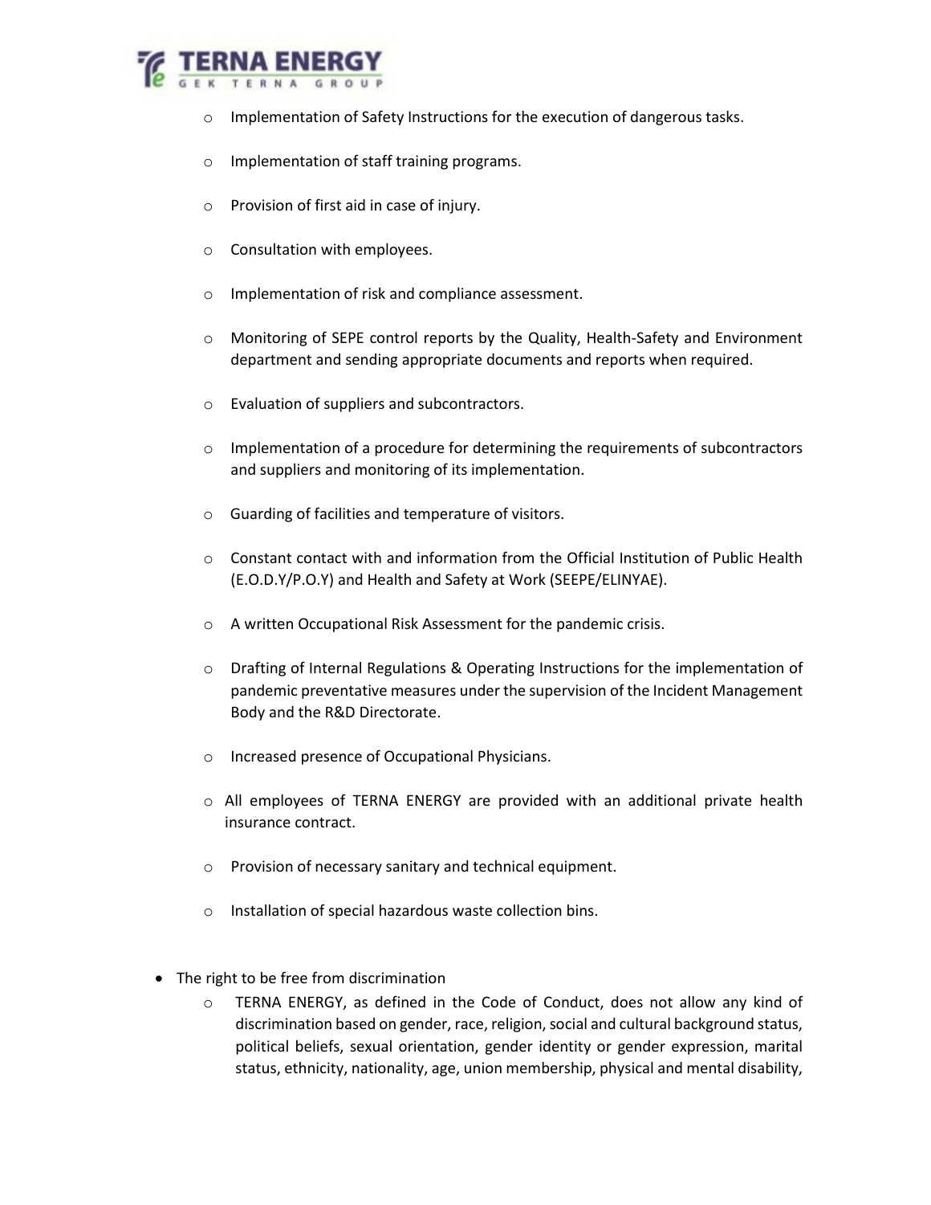- Implementation of Safety Instructions for the execution of dangerous tasks.
  - Implementation of staff training programs.
  - Provision of first aid in case of injury.
  - Consultation with employees.
  - Implementation of risk and compliance assessment.
  - Monitoring of SEPE control reports by the Quality, Health-Safety and Environment department and sending appropriate documents and reports when required.
  - Evaluation of suppliers and subcontractors.
  - Implementation of a procedure for determining the requirements of subcontractors and suppliers and monitoring of its implementation.
  - Guarding of facilities and temperature of visitors.
  - Constant contact with and information from the Official Institution of Public Health (E.O.D.Y/P.O.Y) and Health and Safety at Work (SEEPE/ELINYAE).
  - A written Occupational Risk Assessment for the pandemic crisis.
  - Drafting of Internal Regulations & Operating Instructions for the implementation of pandemic preventative measures under the supervision of the Incident Management Body and the R&D Directorate.
  - Increased presence of Occupational Physicians.
  - All employees of TERNA ENERGY are provided with an additional private health insurance contract.
  - Provision of necessary sanitary and technical equipment.
  - Installation of special hazardous waste collection bins.

- The right to be free from discrimination
  - TERNA ENERGY, as defined in the Code of Conduct, does not allow any kind of discrimination based on gender, race, religion, social and cultural background status, political beliefs, sexual orientation, gender identity or gender expression, marital status, ethnicity, nationality, age, union membership, physical and mental disability,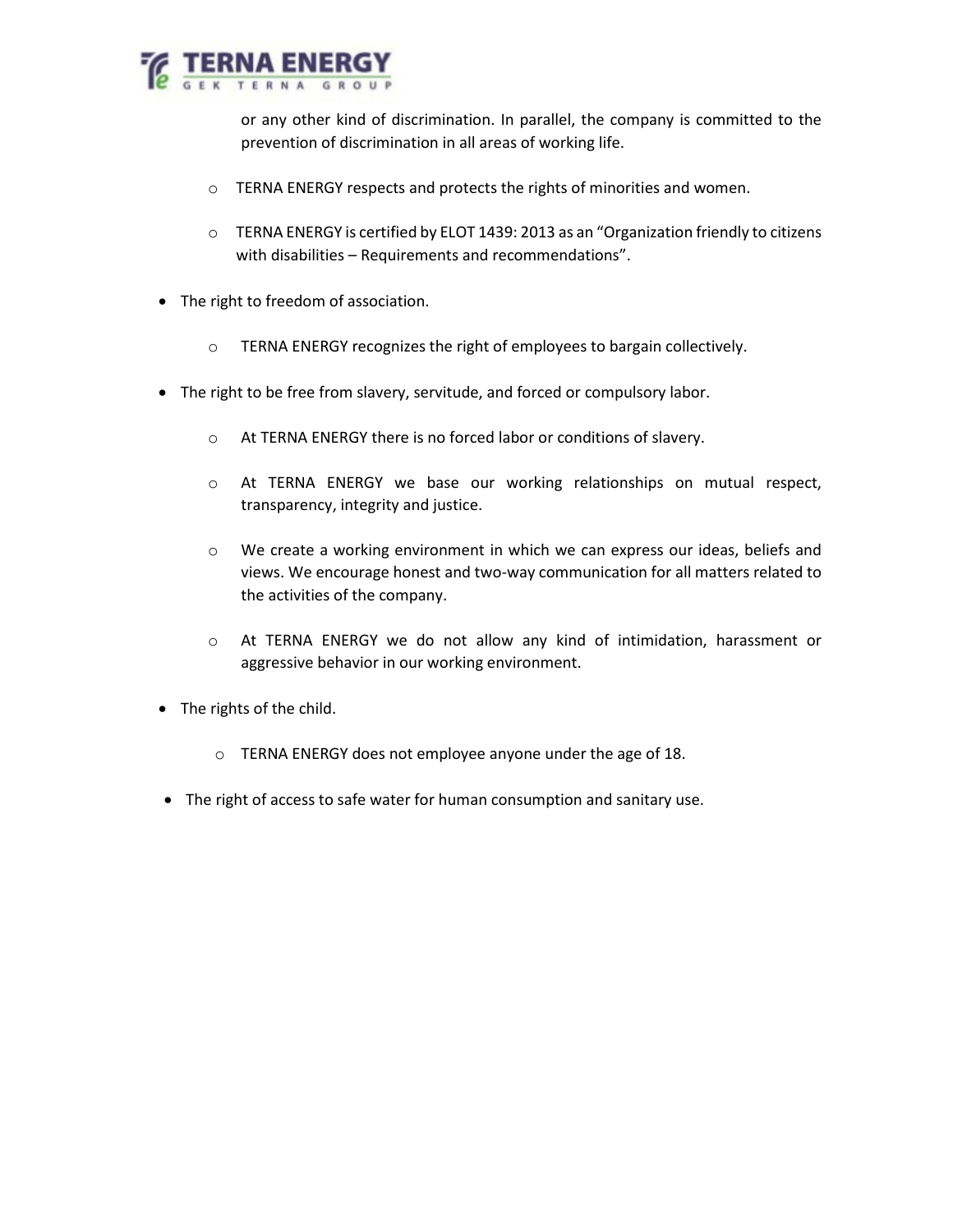or any other kind of discrimination. In parallel, the company is committed to the prevention of discrimination in all areas of working life.

  - TERNA ENERGY respects and protects the rights of minorities and women.
  - TERNA ENERGY is certified by ELOT 1439: 2013 as an "Organization friendly to citizens with disabilities – Requirements and recommendations".

- The right to freedom of association.
  - TERNA ENERGY recognizes the right of employees to bargain collectively.
- The right to be free from slavery, servitude, and forced or compulsory labor.
  - At TERNA ENERGY there is no forced labor or conditions of slavery.
  - At TERNA ENERGY we base our working relationships on mutual respect, transparency, integrity and justice.
  - We create a working environment in which we can express our ideas, beliefs and views. We encourage honest and two-way communication for all matters related to the activities of the company.
  - At TERNA ENERGY we do not allow any kind of intimidation, harassment or aggressive behavior in our working environment.
- The rights of the child.
  - TERNA ENERGY does not employee anyone under the age of 18.
- The right of access to safe water for human consumption and sanitary use.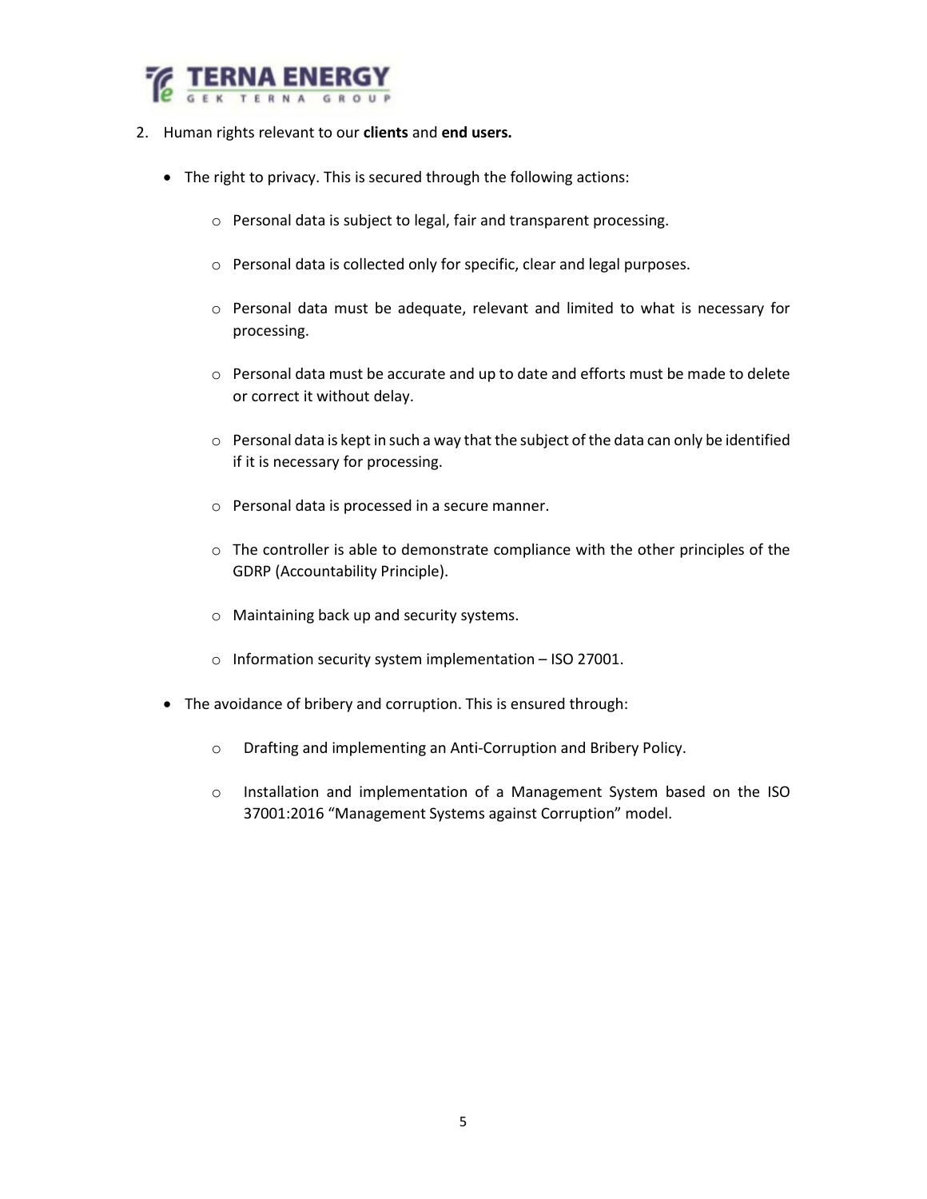2. Human rights relevant to our **clients** and **end users.**

   - The right to privacy. This is secured through the following actions:

     - Personal data is subject to legal, fair and transparent processing.
     - Personal data is collected only for specific, clear and legal purposes.
     - Personal data must be adequate, relevant and limited to what is necessary for processing.
     - Personal data must be accurate and up to date and efforts must be made to delete or correct it without delay.
     - Personal data is kept in such a way that the subject of the data can only be identified if it is necessary for processing.
     - Personal data is processed in a secure manner.
     - The controller is able to demonstrate compliance with the other principles of the GDRP (Accountability Principle).
     - Maintaining back up and security systems.
     - Information security system implementation – ISO 27001.

   - The avoidance of bribery and corruption. This is ensured through:

     - Drafting and implementing an Anti-Corruption and Bribery Policy.
     - Installation and implementation of a Management System based on the ISO 37001:2016 "Management Systems against Corruption" model.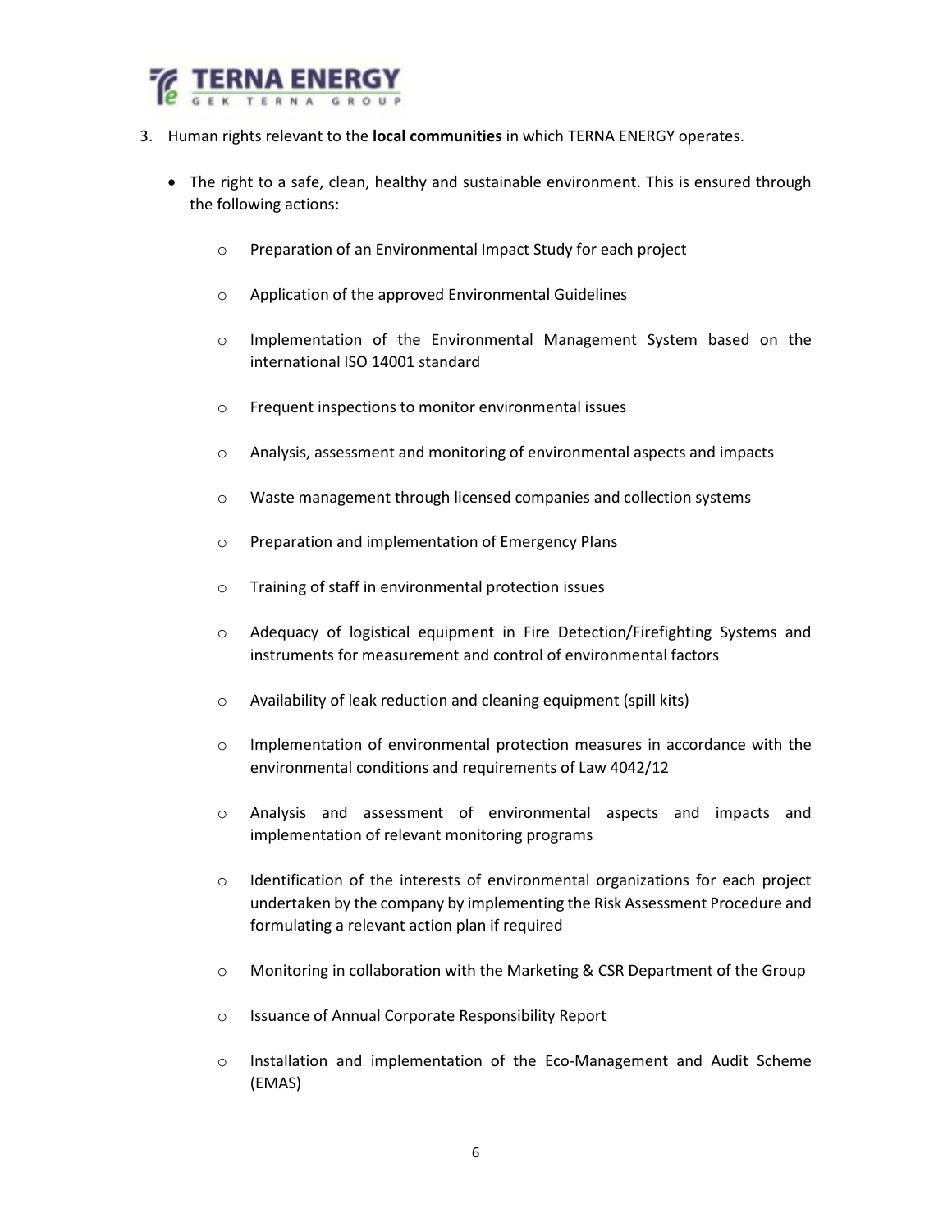3. Human rights relevant to the **local communities** in which TERNA ENERGY operates.

    - The right to a safe, clean, healthy and sustainable environment. This is ensured through the following actions:

        - Preparation of an Environmental Impact Study for each project
        - Application of the approved Environmental Guidelines
        - Implementation of the Environmental Management System based on the international ISO 14001 standard
        - Frequent inspections to monitor environmental issues
        - Analysis, assessment and monitoring of environmental aspects and impacts
        - Waste management through licensed companies and collection systems
        - Preparation and implementation of Emergency Plans
        - Training of staff in environmental protection issues
        - Adequacy of logistical equipment in Fire Detection/Firefighting Systems and instruments for measurement and control of environmental factors
        - Availability of leak reduction and cleaning equipment (spill kits)
        - Implementation of environmental protection measures in accordance with the environmental conditions and requirements of Law 4042/12
        - Analysis and assessment of environmental aspects and impacts and implementation of relevant monitoring programs
        - Identification of the interests of environmental organizations for each project undertaken by the company by implementing the Risk Assessment Procedure and formulating a relevant action plan if required
        - Monitoring in collaboration with the Marketing & CSR Department of the Group
        - Issuance of Annual Corporate Responsibility Report
        - Installation and implementation of the Eco-Management and Audit Scheme (EMAS)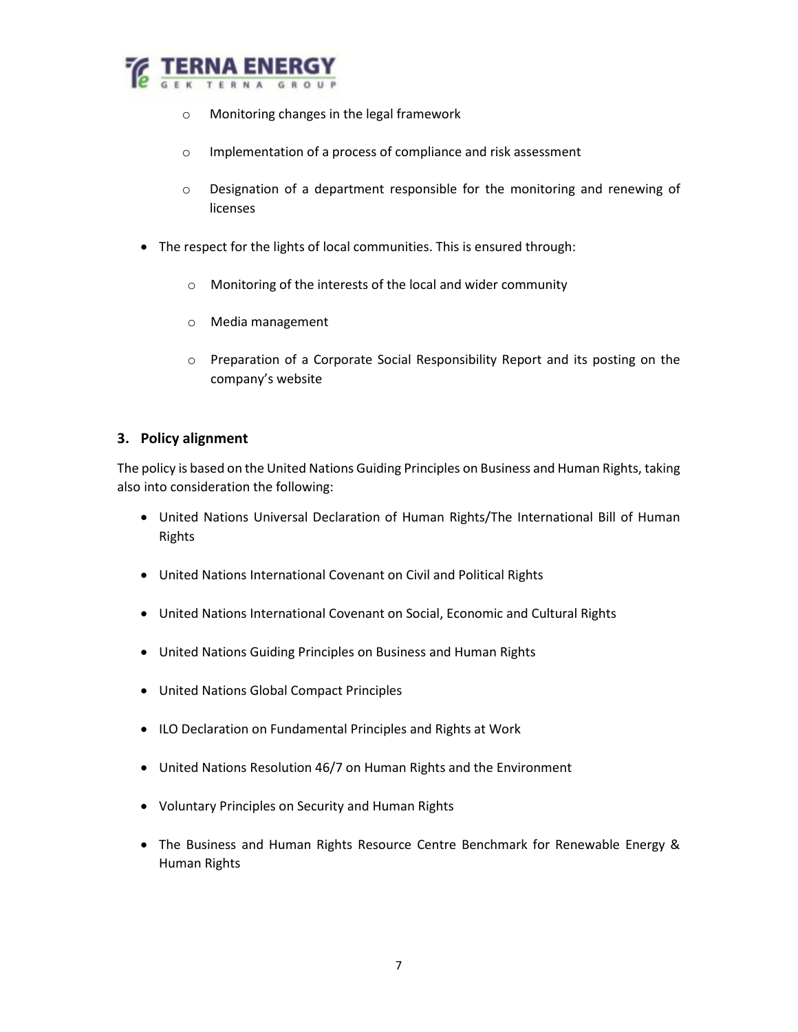- Monitoring changes in the legal framework
    - Implementation of a process of compliance and risk assessment
    - Designation of a department responsible for the monitoring and renewing of licenses

- The respect for the lights of local communities. This is ensured through:
    - Monitoring of the interests of the local and wider community
    - Media management
    - Preparation of a Corporate Social Responsibility Report and its posting on the company's website

### 3. Policy alignment

The policy is based on the United Nations Guiding Principles on Business and Human Rights, taking also into consideration the following:

- United Nations Universal Declaration of Human Rights/The International Bill of Human Rights
- United Nations International Covenant on Civil and Political Rights
- United Nations International Covenant on Social, Economic and Cultural Rights
- United Nations Guiding Principles on Business and Human Rights
- United Nations Global Compact Principles
- ILO Declaration on Fundamental Principles and Rights at Work
- United Nations Resolution 46/7 on Human Rights and the Environment
- Voluntary Principles on Security and Human Rights
- The Business and Human Rights Resource Centre Benchmark for Renewable Energy & Human Rights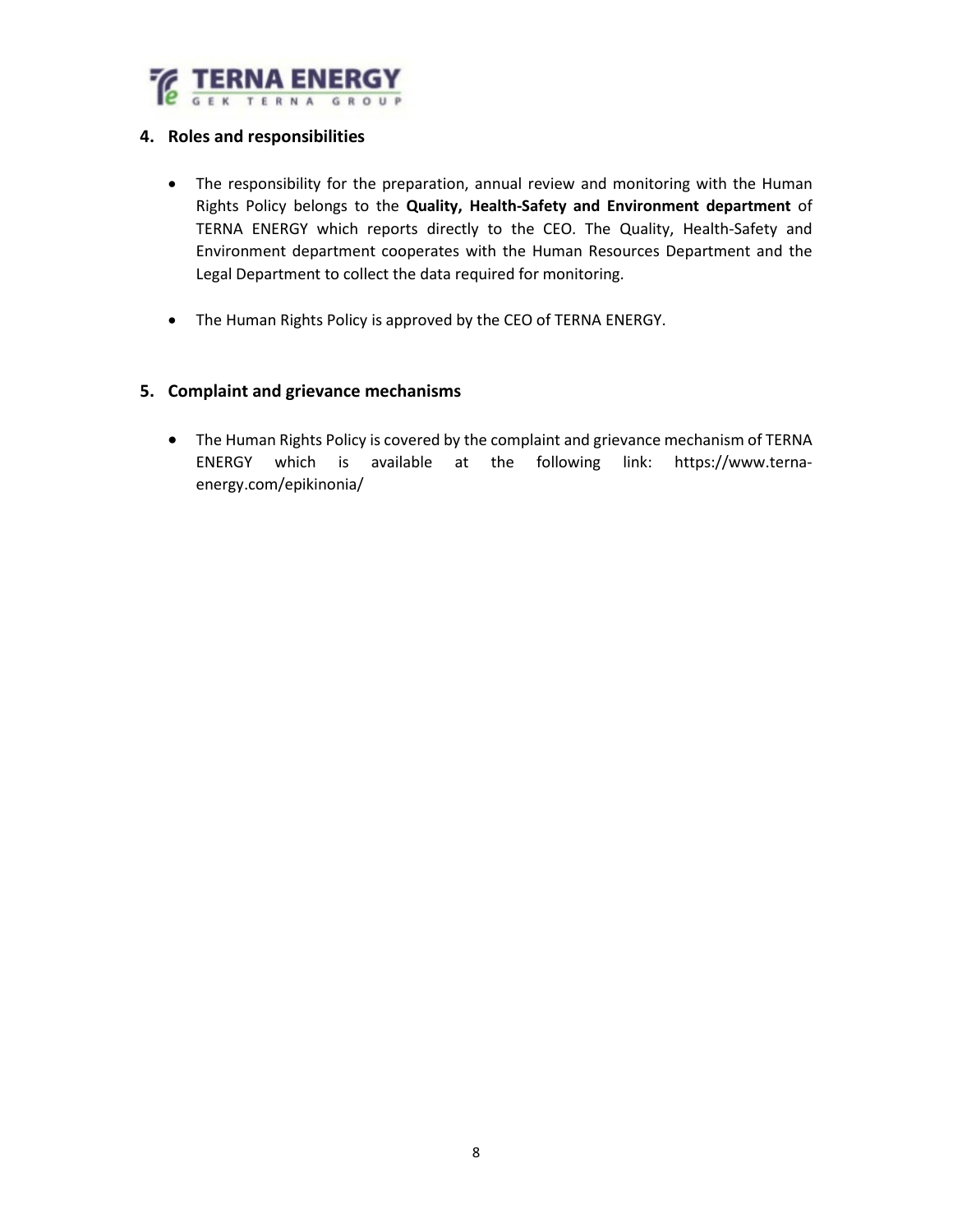## 4. Roles and responsibilities

- The responsibility for the preparation, annual review and monitoring with the Human Rights Policy belongs to the **Quality, Health-Safety and Environment department** of TERNA ENERGY which reports directly to the CEO. The Quality, Health-Safety and Environment department cooperates with the Human Resources Department and the Legal Department to collect the data required for monitoring.

- The Human Rights Policy is approved by the CEO of TERNA ENERGY.

## 5. Complaint and grievance mechanisms

- The Human Rights Policy is covered by the complaint and grievance mechanism of TERNA ENERGY which is available at the following link: https://www.terna-energy.com/epikinonia/